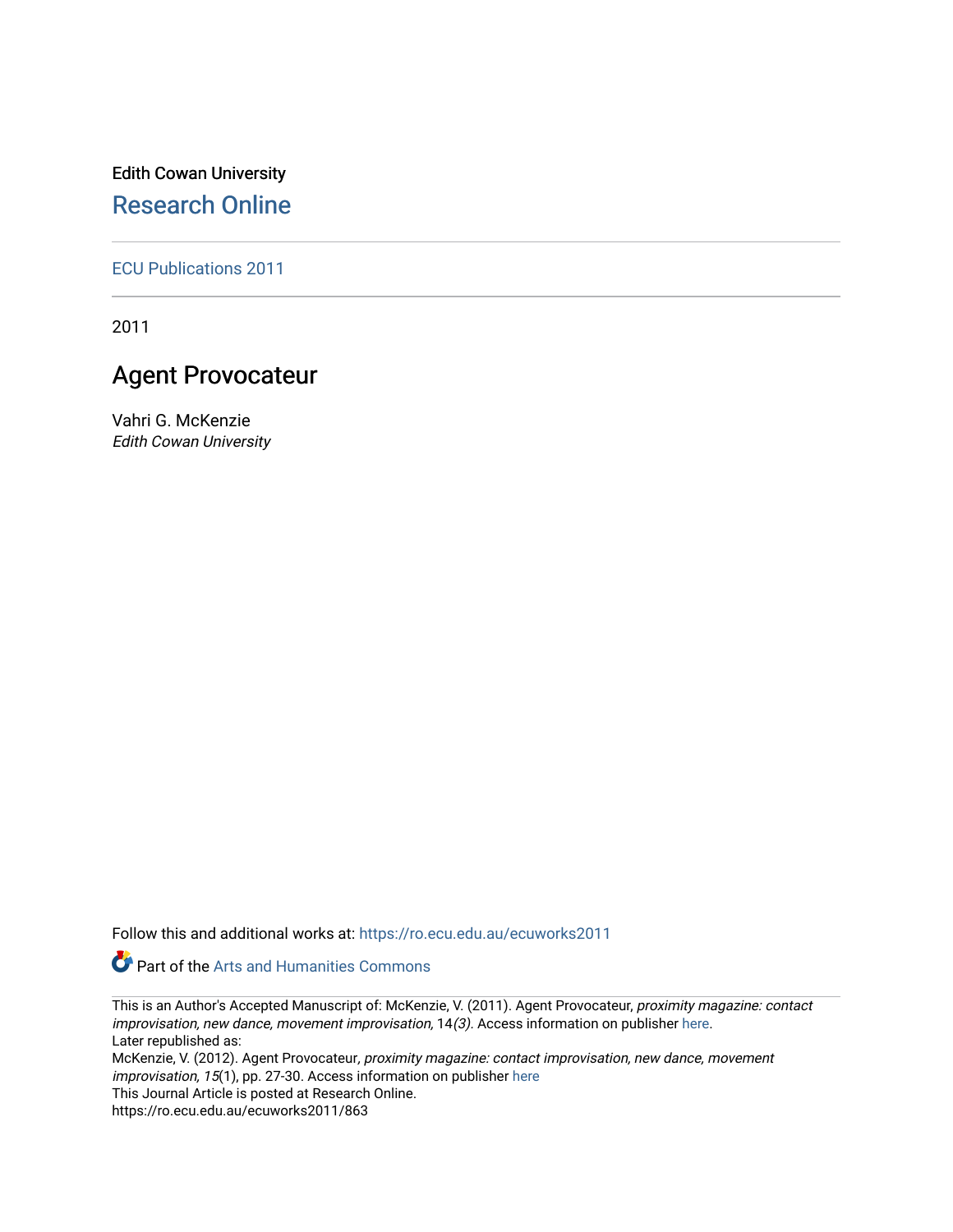Edith Cowan University

## Research Online

ECU Publications 2011

2011

# Agent Provocateur

Vahri G. McKenzie
*Edith Cowan University*

Follow this and additional works at: https://ro.ecu.edu.au/ecuworks2011

Part of the Arts and Humanities Commons

This is an Author's Accepted Manuscript of: McKenzie, V. (2011). Agent Provocateur, *proximity magazine: contact improvisation, new dance, movement improvisation,* 14*(3).* Access information on publisher here.
Later republished as:
McKenzie, V. (2012). Agent Provocateur, *proximity magazine: contact improvisation, new dance, movement improvisation, 15*(1), pp. 27-30. Access information on publisher here
This Journal Article is posted at Research Online.
https://ro.ecu.edu.au/ecuworks2011/863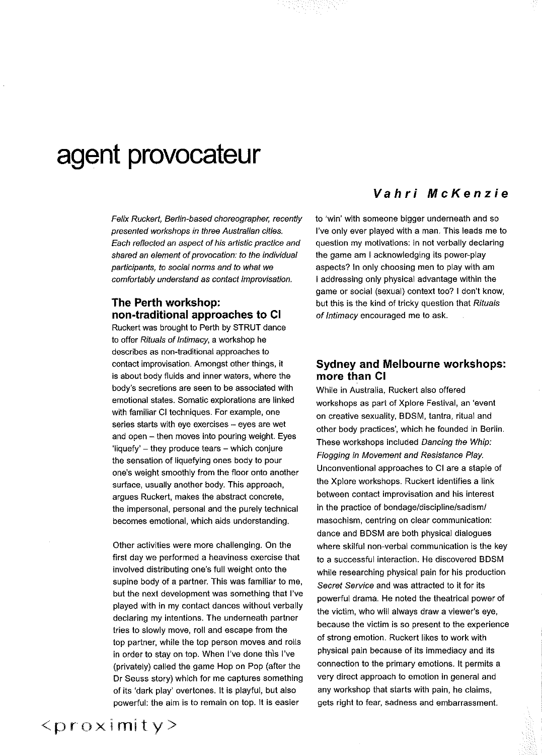# agent provocateur

**Vahri McKenzie**

*Felix Ruckert, Berlin-based choreographer, recently presented workshops in three Australian cities. Each reflected an aspect of his artistic practice and shared an element of provocation: to the individual participants, to social norms and to what we comfortably understand as contact improvisation.*

## The Perth workshop: non-traditional approaches to CI

Ruckert was brought to Perth by STRUT dance to offer *Rituals of Intimacy*, a workshop he describes as non-traditional approaches to contact improvisation. Amongst other things, it is about body fluids and inner waters, where the body's secretions are seen to be associated with emotional states. Somatic explorations are linked with familiar CI techniques. For example, one series starts with eye exercises – eyes are wet and open – then moves into pouring weight. Eyes 'liquefy' – they produce tears – which conjure the sensation of liquefying ones body to pour one's weight smoothly from the floor onto another surface, usually another body. This approach, argues Ruckert, makes the abstract concrete, the impersonal, personal and the purely technical becomes emotional, which aids understanding.

Other activities were more challenging. On the first day we performed a heaviness exercise that involved distributing one's full weight onto the supine body of a partner. This was familiar to me, but the next development was something that I've played with in my contact dances without verbally declaring my intentions. The underneath partner tries to slowly move, roll and escape from the top partner, while the top person moves and rolls in order to stay on top. When I've done this I've (privately) called the game Hop on Pop (after the Dr Seuss story) which for me captures something of its 'dark play' overtones. It is playful, but also powerful: the aim is to remain on top. It is easier to 'win' with someone bigger underneath and so I've only ever played with a man. This leads me to question my motivations: in not verbally declaring the game am I acknowledging its power-play aspects? In only choosing men to play with am I addressing only physical advantage within the game or social (sexual) context too? I don't know, but this is the kind of tricky question that *Rituals of Intimacy* encouraged me to ask.

## Sydney and Melbourne workshops: more than CI

While in Australia, Ruckert also offered workshops as part of Xplore Festival, an 'event on creative sexuality, BDSM, tantra, ritual and other body practices', which he founded in Berlin. These workshops included *Dancing the Whip: Flogging in Movement and Resistance Play.* Unconventional approaches to CI are a staple of the Xplore workshops. Ruckert identifies a link between contact improvisation and his interest in the practice of bondage/discipline/sadism/masochism, centring on clear communication: dance and BDSM are both physical dialogues where skilful non-verbal communication is the key to a successful interaction. He discovered BDSM while researching physical pain for his production *Secret Service* and was attracted to it for its powerful drama. He noted the theatrical power of the victim, who will always draw a viewer's eye, because the victim is so present to the experience of strong emotion. Ruckert likes to work with physical pain because of its immediacy and its connection to the primary emotions. It permits a very direct approach to emotion in general and any workshop that starts with pain, he claims, gets right to fear, sadness and embarrassment.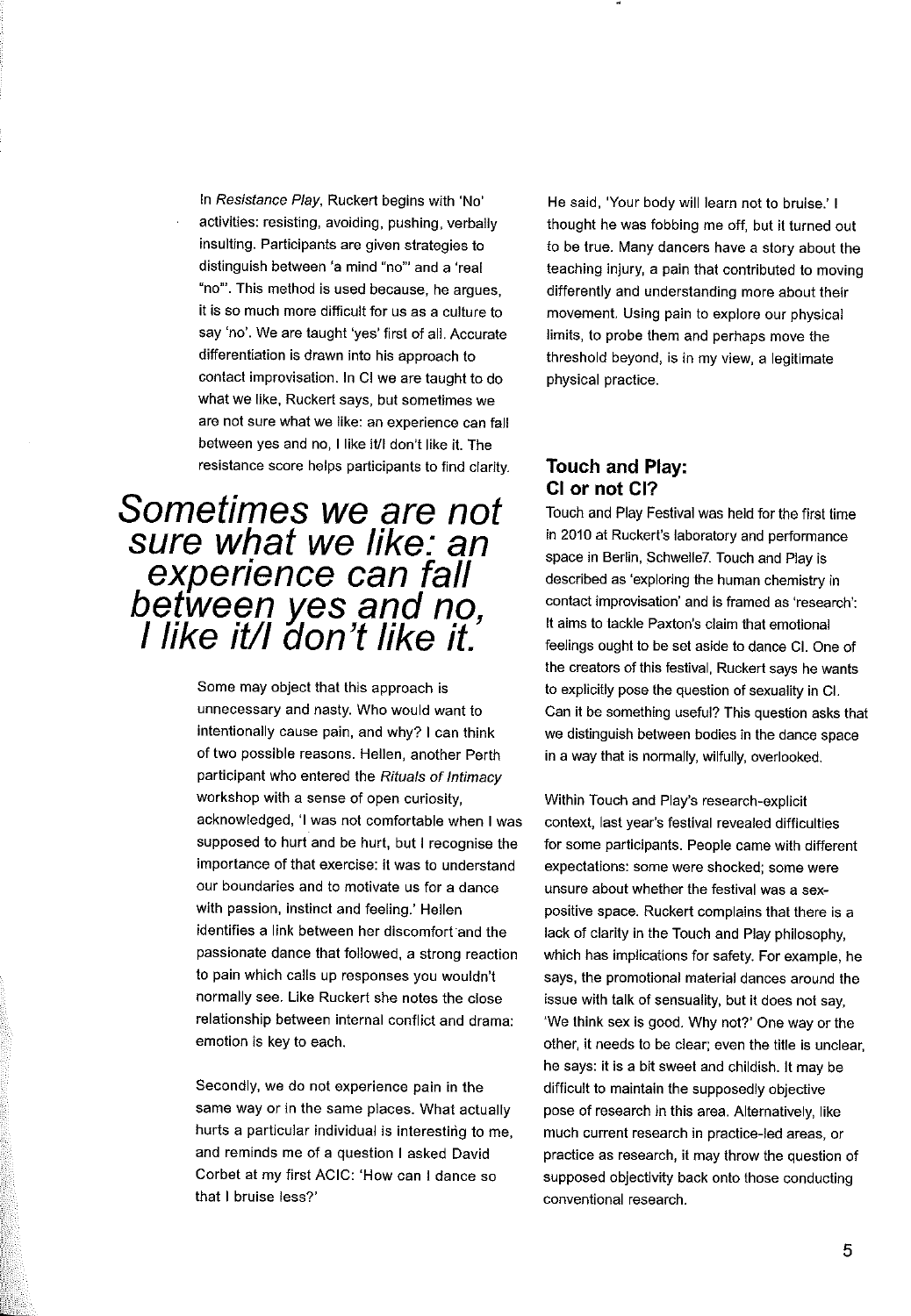In *Resistance Play*, Ruckert begins with 'No' activities: resisting, avoiding, pushing, verbally insulting. Participants are given strategies to distinguish between 'a mind "no"' and a 'real "no"'. This method is used because, he argues, it is so much more difficult for us as a culture to say 'no'. We are taught 'yes' first of all. Accurate differentiation is drawn into his approach to contact improvisation. In CI we are taught to do what we like, Ruckert says, but sometimes we are not sure what we like: an experience can fall between yes and no, I like it/I don't like it. The resistance score helps participants to find clarity.

*Sometimes we are not sure what we like: an experience can fall between yes and no, I like it/I don't like it.*

Some may object that this approach is unnecessary and nasty. Who would want to intentionally cause pain, and why? I can think of two possible reasons. Hellen, another Perth participant who entered the *Rituals of Intimacy* workshop with a sense of open curiosity, acknowledged, 'I was not comfortable when I was supposed to hurt and be hurt, but I recognise the importance of that exercise: it was to understand our boundaries and to motivate us for a dance with passion, instinct and feeling.' Hellen identifies a link between her discomfort and the passionate dance that followed, a strong reaction to pain which calls up responses you wouldn't normally see. Like Ruckert she notes the close relationship between internal conflict and drama: emotion is key to each.

Secondly, we do not experience pain in the same way or in the same places. What actually hurts a particular individual is interesting to me, and reminds me of a question I asked David Corbet at my first ACIC: 'How can I dance so that I bruise less?'

He said, 'Your body will learn not to bruise.' I thought he was fobbing me off, but it turned out to be true. Many dancers have a story about the teaching injury, a pain that contributed to moving differently and understanding more about their movement. Using pain to explore our physical limits, to probe them and perhaps move the threshold beyond, is in my view, a legitimate physical practice.

## Touch and Play: CI or not CI?

Touch and Play Festival was held for the first time in 2010 at Ruckert's laboratory and performance space in Berlin, Schwelle7. Touch and Play is described as 'exploring the human chemistry in contact improvisation' and is framed as 'research': It aims to tackle Paxton's claim that emotional feelings ought to be set aside to dance CI. One of the creators of this festival, Ruckert says he wants to explicitly pose the question of sexuality in CI. Can it be something useful? This question asks that we distinguish between bodies in the dance space in a way that is normally, wilfully, overlooked.

Within Touch and Play's research-explicit context, last year's festival revealed difficulties for some participants. People came with different expectations: some were shocked; some were unsure about whether the festival was a sex-positive space. Ruckert complains that there is a lack of clarity in the Touch and Play philosophy, which has implications for safety. For example, he says, the promotional material dances around the issue with talk of sensuality, but it does not say, 'We think sex is good. Why not?' One way or the other, it needs to be clear; even the title is unclear, he says: it is a bit sweet and childish. It may be difficult to maintain the supposedly objective pose of research in this area. Alternatively, like much current research in practice-led areas, or practice as research, it may throw the question of supposed objectivity back onto those conducting conventional research.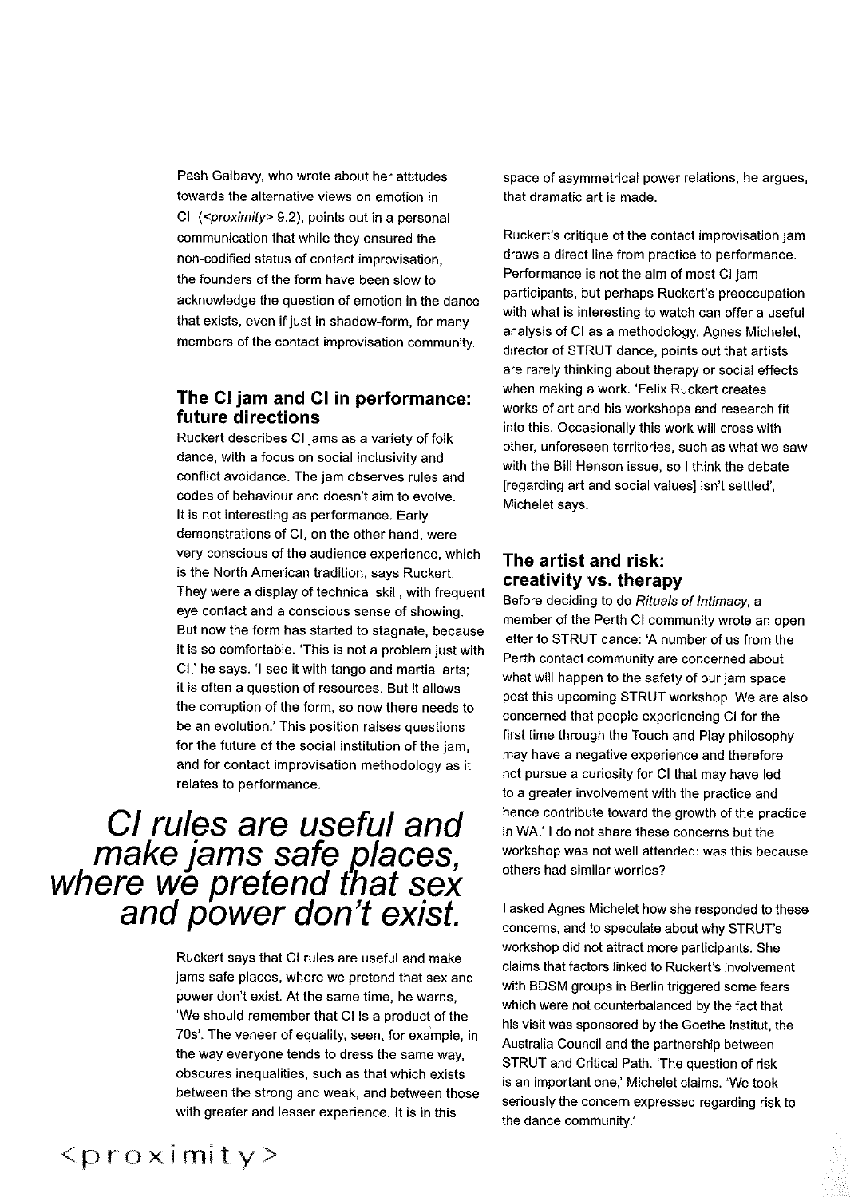Pash Galbavy, who wrote about her attitudes towards the alternative views on emotion in CI (*<proximity>* 9.2), points out in a personal communication that while they ensured the non-codified status of contact improvisation, the founders of the form have been slow to acknowledge the question of emotion in the dance that exists, even if just in shadow-form, for many members of the contact improvisation community.

## The CI jam and CI in performance: future directions

Ruckert describes CI jams as a variety of folk dance, with a focus on social inclusivity and conflict avoidance. The jam observes rules and codes of behaviour and doesn't aim to evolve. It is not interesting as performance. Early demonstrations of CI, on the other hand, were very conscious of the audience experience, which is the North American tradition, says Ruckert. They were a display of technical skill, with frequent eye contact and a conscious sense of showing. But now the form has started to stagnate, because it is so comfortable. 'This is not a problem just with CI,' he says. 'I see it with tango and martial arts; it is often a question of resources. But it allows the corruption of the form, so now there needs to be an evolution.' This position raises questions for the future of the social institution of the jam, and for contact improvisation methodology as it relates to performance.

*CI rules are useful and make jams safe places, where we pretend that sex and power don't exist.*

Ruckert says that CI rules are useful and make jams safe places, where we pretend that sex and power don't exist. At the same time, he warns, 'We should remember that CI is a product of the 70s'. The veneer of equality, seen, for example, in the way everyone tends to dress the same way, obscures inequalities, such as that which exists between the strong and weak, and between those with greater and lesser experience. It is in this space of asymmetrical power relations, he argues, that dramatic art is made.

Ruckert's critique of the contact improvisation jam draws a direct line from practice to performance. Performance is not the aim of most CI jam participants, but perhaps Ruckert's preoccupation with what is interesting to watch can offer a useful analysis of CI as a methodology. Agnes Michelet, director of STRUT dance, points out that artists are rarely thinking about therapy or social effects when making a work. 'Felix Ruckert creates works of art and his workshops and research fit into this. Occasionally this work will cross with other, unforeseen territories, such as what we saw with the Bill Henson issue, so I think the debate [regarding art and social values] isn't settled', Michelet says.

## The artist and risk: creativity vs. therapy

Before deciding to do *Rituals of Intimacy*, a member of the Perth CI community wrote an open letter to STRUT dance: 'A number of us from the Perth contact community are concerned about what will happen to the safety of our jam space post this upcoming STRUT workshop. We are also concerned that people experiencing CI for the first time through the Touch and Play philosophy may have a negative experience and therefore not pursue a curiosity for CI that may have led to a greater involvement with the practice and hence contribute toward the growth of the practice in WA.' I do not share these concerns but the workshop was not well attended: was this because others had similar worries?

I asked Agnes Michelet how she responded to these concerns, and to speculate about why STRUT's workshop did not attract more participants. She claims that factors linked to Ruckert's involvement with BDSM groups in Berlin triggered some fears which were not counterbalanced by the fact that his visit was sponsored by the Goethe Institut, the Australia Council and the partnership between STRUT and Critical Path. 'The question of risk is an important one,' Michelet claims. 'We took seriously the concern expressed regarding risk to the dance community.'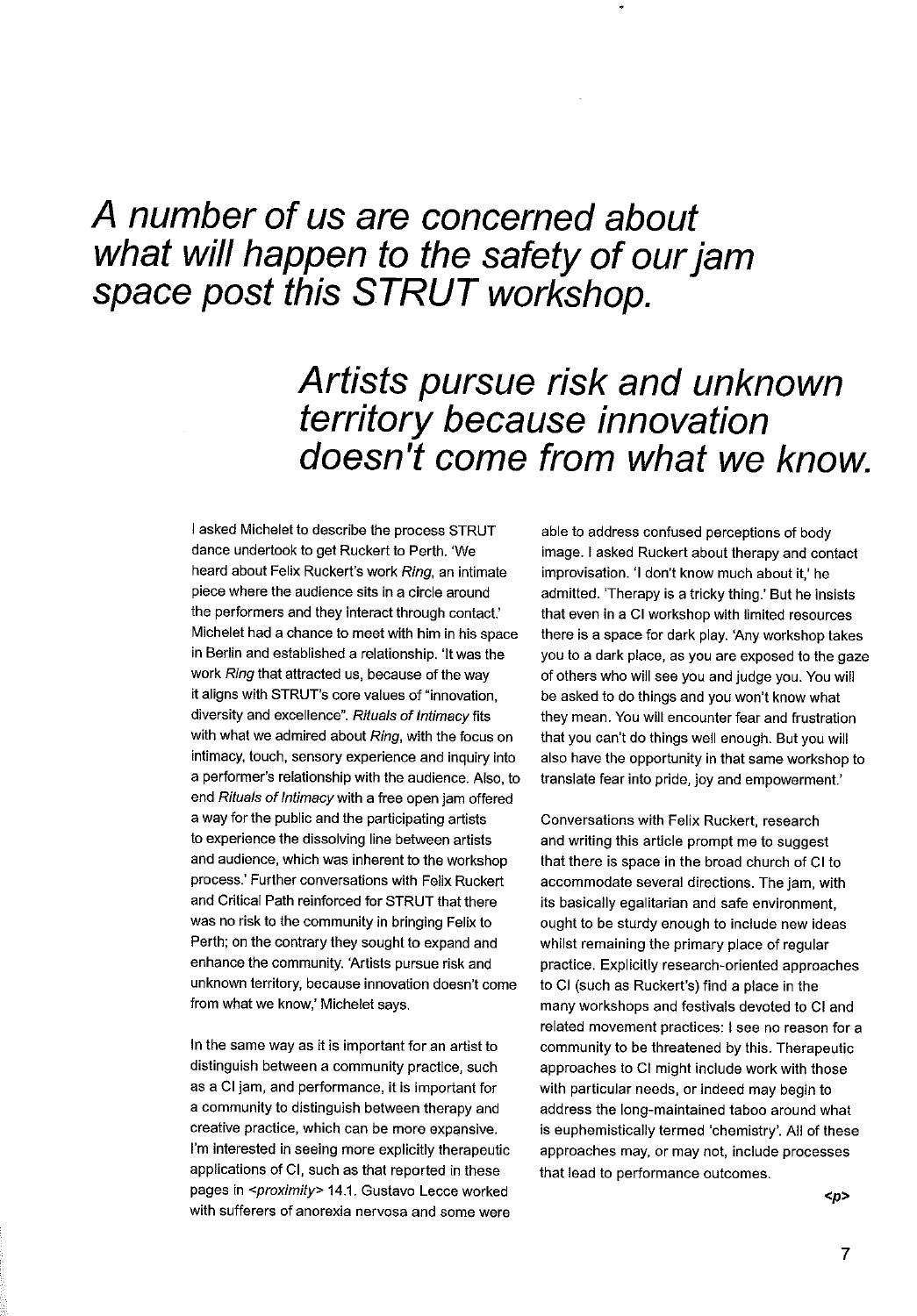*A number of us are concerned about what will happen to the safety of our jam space post this STRUT workshop.*

*Artists pursue risk and unknown territory because innovation doesn't come from what we know.*

I asked Michelet to describe the process STRUT dance undertook to get Ruckert to Perth. 'We heard about Felix Ruckert's work *Ring*, an intimate piece where the audience sits in a circle around the performers and they interact through contact.' Michelet had a chance to meet with him in his space in Berlin and established a relationship. 'It was the work *Ring* that attracted us, because of the way it aligns with STRUT's core values of "innovation, diversity and excellence". *Rituals of Intimacy* fits with what we admired about *Ring*, with the focus on intimacy, touch, sensory experience and inquiry into a performer's relationship with the audience. Also, to end *Rituals of Intimacy* with a free open jam offered a way for the public and the participating artists to experience the dissolving line between artists and audience, which was inherent to the workshop process.' Further conversations with Felix Ruckert and Critical Path reinforced for STRUT that there was no risk to the community in bringing Felix to Perth; on the contrary they sought to expand and enhance the community. 'Artists pursue risk and unknown territory, because innovation doesn't come from what we know,' Michelet says.

In the same way as it is important for an artist to distinguish between a community practice, such as a CI jam, and performance, it is important for a community to distinguish between therapy and creative practice, which can be more expansive. I'm interested in seeing more explicitly therapeutic applications of CI, such as that reported in these pages in *<proximity>* 14.1. Gustavo Lecce worked with sufferers of anorexia nervosa and some were able to address confused perceptions of body image. I asked Ruckert about therapy and contact improvisation. 'I don't know much about it,' he admitted. 'Therapy is a tricky thing.' But he insists that even in a CI workshop with limited resources there is a space for dark play. 'Any workshop takes you to a dark place, as you are exposed to the gaze of others who will see you and judge you. You will be asked to do things and you won't know what they mean. You will encounter fear and frustration that you can't do things well enough. But you will also have the opportunity in that same workshop to translate fear into pride, joy and empowerment.'

Conversations with Felix Ruckert, research and writing this article prompt me to suggest that there is space in the broad church of CI to accommodate several directions. The jam, with its basically egalitarian and safe environment, ought to be sturdy enough to include new ideas whilst remaining the primary place of regular practice. Explicitly research-oriented approaches to CI (such as Ruckert's) find a place in the many workshops and festivals devoted to CI and related movement practices: I see no reason for a community to be threatened by this. Therapeutic approaches to CI might include work with those with particular needs, or indeed may begin to address the long-maintained taboo around what is euphemistically termed 'chemistry'. All of these approaches may, or may not, include processes that lead to performance outcomes.

***<p>***